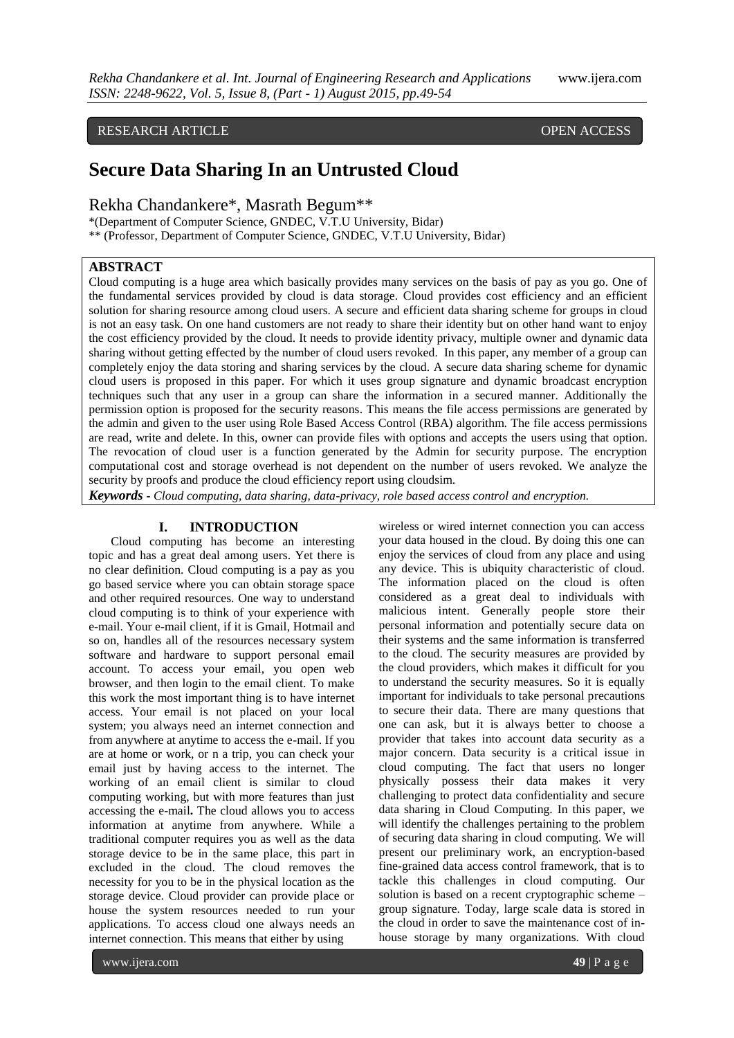RESEARCH ARTICLE OPEN ACCESS

# Secure Data Sharing In an Untrusted Cloud

Rekha Chandankere*, Masrath Begum**

*(Department of Computer Science, GNDEC, V.T.U University, Bidar)
** (Professor, Department of Computer Science, GNDEC, V.T.U University, Bidar)

## ABSTRACT

Cloud computing is a huge area which basically provides many services on the basis of pay as you go. One of the fundamental services provided by cloud is data storage. Cloud provides cost efficiency and an efficient solution for sharing resource among cloud users. A secure and efficient data sharing scheme for groups in cloud is not an easy task. On one hand customers are not ready to share their identity but on other hand want to enjoy the cost efficiency provided by the cloud. It needs to provide identity privacy, multiple owner and dynamic data sharing without getting effected by the number of cloud users revoked. In this paper, any member of a group can completely enjoy the data storing and sharing services by the cloud. A secure data sharing scheme for dynamic cloud users is proposed in this paper. For which it uses group signature and dynamic broadcast encryption techniques such that any user in a group can share the information in a secured manner. Additionally the permission option is proposed for the security reasons. This means the file access permissions are generated by the admin and given to the user using Role Based Access Control (RBA) algorithm. The file access permissions are read, write and delete. In this, owner can provide files with options and accepts the users using that option. The revocation of cloud user is a function generated by the Admin for security purpose. The encryption computational cost and storage overhead is not dependent on the number of users revoked. We analyze the security by proofs and produce the cloud efficiency report using cloudsim.

***Keywords*** - *Cloud computing, data sharing, data-privacy, role based access control and encryption.*

## I. INTRODUCTION

Cloud computing has become an interesting topic and has a great deal among users. Yet there is no clear definition. Cloud computing is a pay as you go based service where you can obtain storage space and other required resources. One way to understand cloud computing is to think of your experience with e-mail. Your e-mail client, if it is Gmail, Hotmail and so on, handles all of the resources necessary system software and hardware to support personal email account. To access your email, you open web browser, and then login to the email client. To make this work the most important thing is to have internet access. Your email is not placed on your local system; you always need an internet connection and from anywhere at anytime to access the e-mail. If you are at home or work, or n a trip, you can check your email just by having access to the internet. The working of an email client is similar to cloud computing working, but with more features than just accessing the e-mail**.** The cloud allows you to access information at anytime from anywhere. While a traditional computer requires you as well as the data storage device to be in the same place, this part in excluded in the cloud. The cloud removes the necessity for you to be in the physical location as the storage device. Cloud provider can provide place or house the system resources needed to run your applications. To access cloud one always needs an internet connection. This means that either by using wireless or wired internet connection you can access your data housed in the cloud. By doing this one can enjoy the services of cloud from any place and using any device. This is ubiquity characteristic of cloud. The information placed on the cloud is often considered as a great deal to individuals with malicious intent. Generally people store their personal information and potentially secure data on their systems and the same information is transferred to the cloud. The security measures are provided by the cloud providers, which makes it difficult for you to understand the security measures. So it is equally important for individuals to take personal precautions to secure their data. There are many questions that one can ask, but it is always better to choose a provider that takes into account data security as a major concern. Data security is a critical issue in cloud computing. The fact that users no longer physically possess their data makes it very challenging to protect data confidentiality and secure data sharing in Cloud Computing. In this paper, we will identify the challenges pertaining to the problem of securing data sharing in cloud computing. We will present our preliminary work, an encryption-based fine-grained data access control framework, that is to tackle this challenges in cloud computing. Our solution is based on a recent cryptographic scheme – group signature. Today, large scale data is stored in the cloud in order to save the maintenance cost of in-house storage by many organizations. With cloud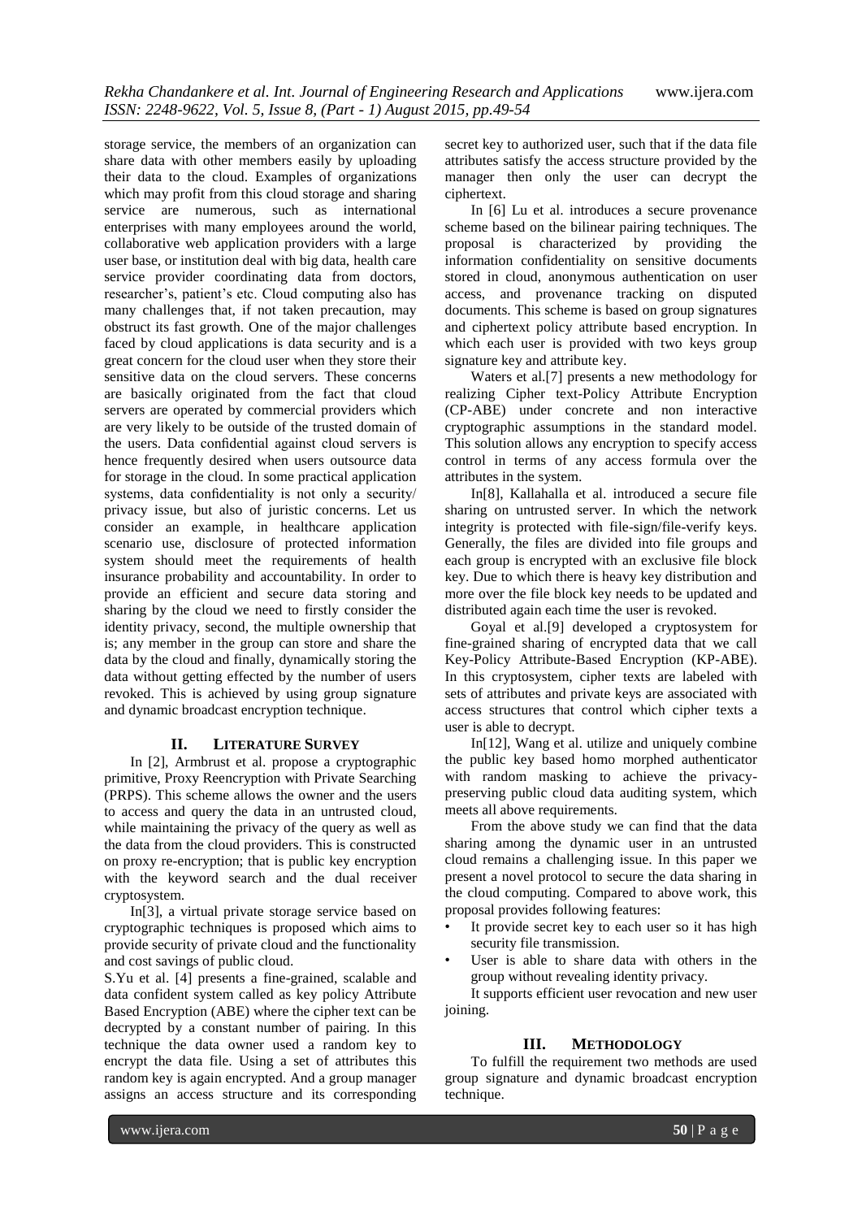storage service, the members of an organization can share data with other members easily by uploading their data to the cloud. Examples of organizations which may profit from this cloud storage and sharing service are numerous, such as international enterprises with many employees around the world, collaborative web application providers with a large user base, or institution deal with big data, health care service provider coordinating data from doctors, researcher's, patient's etc. Cloud computing also has many challenges that, if not taken precaution, may obstruct its fast growth. One of the major challenges faced by cloud applications is data security and is a great concern for the cloud user when they store their sensitive data on the cloud servers. These concerns are basically originated from the fact that cloud servers are operated by commercial providers which are very likely to be outside of the trusted domain of the users. Data confidential against cloud servers is hence frequently desired when users outsource data for storage in the cloud. In some practical application systems, data confidentiality is not only a security/ privacy issue, but also of juristic concerns. Let us consider an example, in healthcare application scenario use, disclosure of protected information system should meet the requirements of health insurance probability and accountability. In order to provide an efficient and secure data storing and sharing by the cloud we need to firstly consider the identity privacy, second, the multiple ownership that is; any member in the group can store and share the data by the cloud and finally, dynamically storing the data without getting effected by the number of users revoked. This is achieved by using group signature and dynamic broadcast encryption technique.

## II. LITERATURE SURVEY

In [2], Armbrust et al. propose a cryptographic primitive, Proxy Reencryption with Private Searching (PRPS). This scheme allows the owner and the users to access and query the data in an untrusted cloud, while maintaining the privacy of the query as well as the data from the cloud providers. This is constructed on proxy re-encryption; that is public key encryption with the keyword search and the dual receiver cryptosystem.

In[3], a virtual private storage service based on cryptographic techniques is proposed which aims to provide security of private cloud and the functionality and cost savings of public cloud.

S.Yu et al. [4] presents a fine-grained, scalable and data confident system called as key policy Attribute Based Encryption (ABE) where the cipher text can be decrypted by a constant number of pairing. In this technique the data owner used a random key to encrypt the data file. Using a set of attributes this random key is again encrypted. And a group manager assigns an access structure and its corresponding secret key to authorized user, such that if the data file attributes satisfy the access structure provided by the manager then only the user can decrypt the ciphertext.

In [6] Lu et al. introduces a secure provenance scheme based on the bilinear pairing techniques. The proposal is characterized by providing the information confidentiality on sensitive documents stored in cloud, anonymous authentication on user access, and provenance tracking on disputed documents. This scheme is based on group signatures and ciphertext policy attribute based encryption. In which each user is provided with two keys group signature key and attribute key.

Waters et al.[7] presents a new methodology for realizing Cipher text-Policy Attribute Encryption (CP-ABE) under concrete and non interactive cryptographic assumptions in the standard model. This solution allows any encryption to specify access control in terms of any access formula over the attributes in the system.

In[8], Kallahalla et al. introduced a secure file sharing on untrusted server. In which the network integrity is protected with file-sign/file-verify keys. Generally, the files are divided into file groups and each group is encrypted with an exclusive file block key. Due to which there is heavy key distribution and more over the file block key needs to be updated and distributed again each time the user is revoked.

Goyal et al.[9] developed a cryptosystem for fine-grained sharing of encrypted data that we call Key-Policy Attribute-Based Encryption (KP-ABE). In this cryptosystem, cipher texts are labeled with sets of attributes and private keys are associated with access structures that control which cipher texts a user is able to decrypt.

In[12], Wang et al. utilize and uniquely combine the public key based homo morphed authenticator with random masking to achieve the privacy-preserving public cloud data auditing system, which meets all above requirements.

From the above study we can find that the data sharing among the dynamic user in an untrusted cloud remains a challenging issue. In this paper we present a novel protocol to secure the data sharing in the cloud computing. Compared to above work, this proposal provides following features:

- It provide secret key to each user so it has high security file transmission.
- User is able to share data with others in the group without revealing identity privacy.

It supports efficient user revocation and new user joining.

## III. METHODOLOGY

To fulfill the requirement two methods are used group signature and dynamic broadcast encryption technique.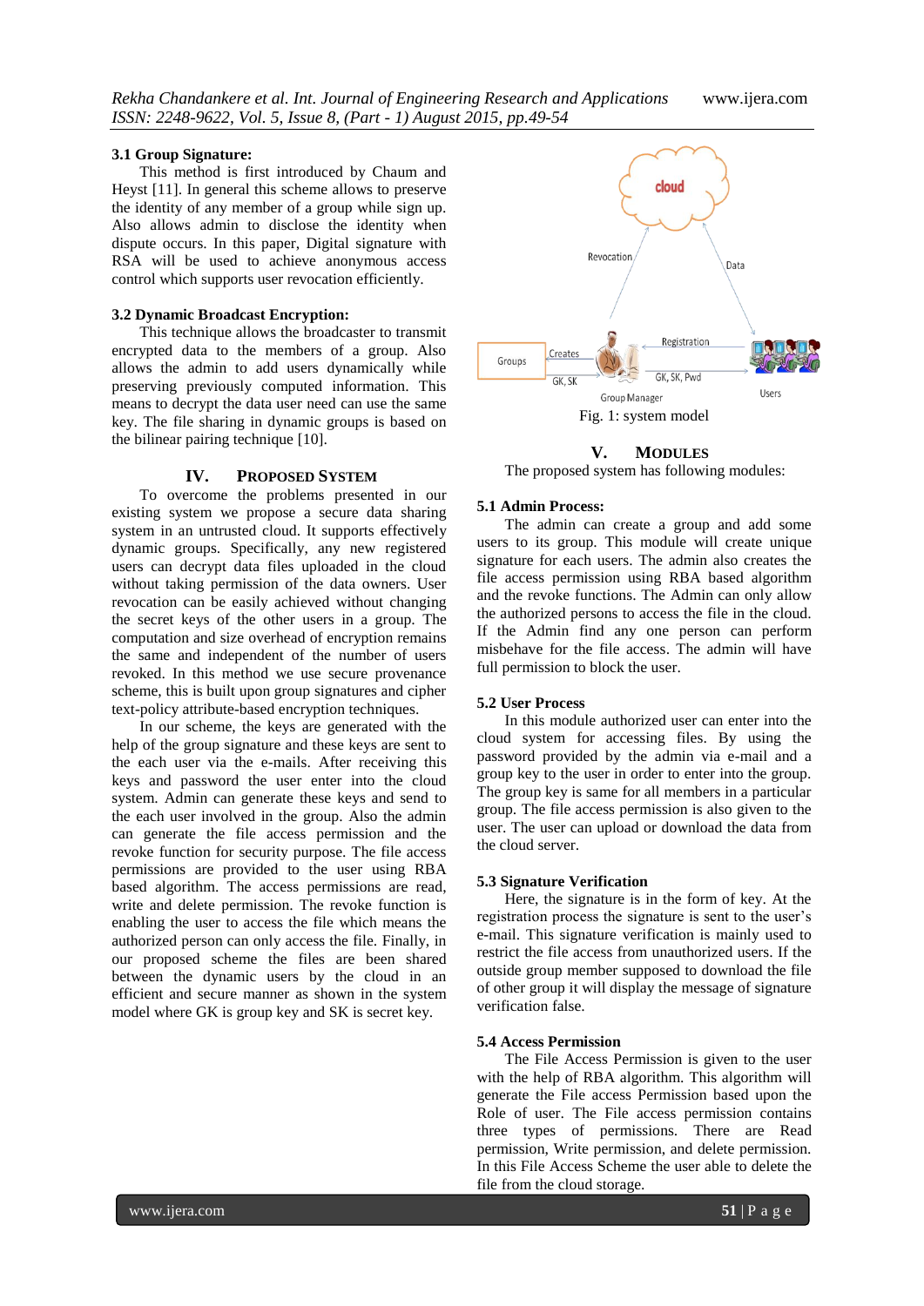### 3.1 Group Signature:

This method is first introduced by Chaum and Heyst [11]. In general this scheme allows to preserve the identity of any member of a group while sign up. Also allows admin to disclose the identity when dispute occurs. In this paper, Digital signature with RSA will be used to achieve anonymous access control which supports user revocation efficiently.

### 3.2 Dynamic Broadcast Encryption:

This technique allows the broadcaster to transmit encrypted data to the members of a group. Also allows the admin to add users dynamically while preserving previously computed information. This means to decrypt the data user need can use the same key. The file sharing in dynamic groups is based on the bilinear pairing technique [10].

## IV. Proposed System

To overcome the problems presented in our existing system we propose a secure data sharing system in an untrusted cloud. It supports effectively dynamic groups. Specifically, any new registered users can decrypt data files uploaded in the cloud without taking permission of the data owners. User revocation can be easily achieved without changing the secret keys of the other users in a group. The computation and size overhead of encryption remains the same and independent of the number of users revoked. In this method we use secure provenance scheme, this is built upon group signatures and cipher text-policy attribute-based encryption techniques.

In our scheme, the keys are generated with the help of the group signature and these keys are sent to the each user via the e-mails. After receiving this keys and password the user enter into the cloud system. Admin can generate these keys and send to the each user involved in the group. Also the admin can generate the file access permission and the revoke function for security purpose. The file access permissions are provided to the user using RBA based algorithm. The access permissions are read, write and delete permission. The revoke function is enabling the user to access the file which means the authorized person can only access the file. Finally, in our proposed scheme the files are been shared between the dynamic users by the cloud in an efficient and secure manner as shown in the system model where GK is group key and SK is secret key.

Fig. 1: system model

## V. Modules

The proposed system has following modules:

### 5.1 Admin Process:

The admin can create a group and add some users to its group. This module will create unique signature for each users. The admin also creates the file access permission using RBA based algorithm and the revoke functions. The Admin can only allow the authorized persons to access the file in the cloud. If the Admin find any one person can perform misbehave for the file access. The admin will have full permission to block the user.

### 5.2 User Process

In this module authorized user can enter into the cloud system for accessing files. By using the password provided by the admin via e-mail and a group key to the user in order to enter into the group. The group key is same for all members in a particular group. The file access permission is also given to the user. The user can upload or download the data from the cloud server.

### 5.3 Signature Verification

Here, the signature is in the form of key. At the registration process the signature is sent to the user's e-mail. This signature verification is mainly used to restrict the file access from unauthorized users. If the outside group member supposed to download the file of other group it will display the message of signature verification false.

### 5.4 Access Permission

The File Access Permission is given to the user with the help of RBA algorithm. This algorithm will generate the File access Permission based upon the Role of user. The File access permission contains three types of permissions. There are Read permission, Write permission, and delete permission. In this File Access Scheme the user able to delete the file from the cloud storage.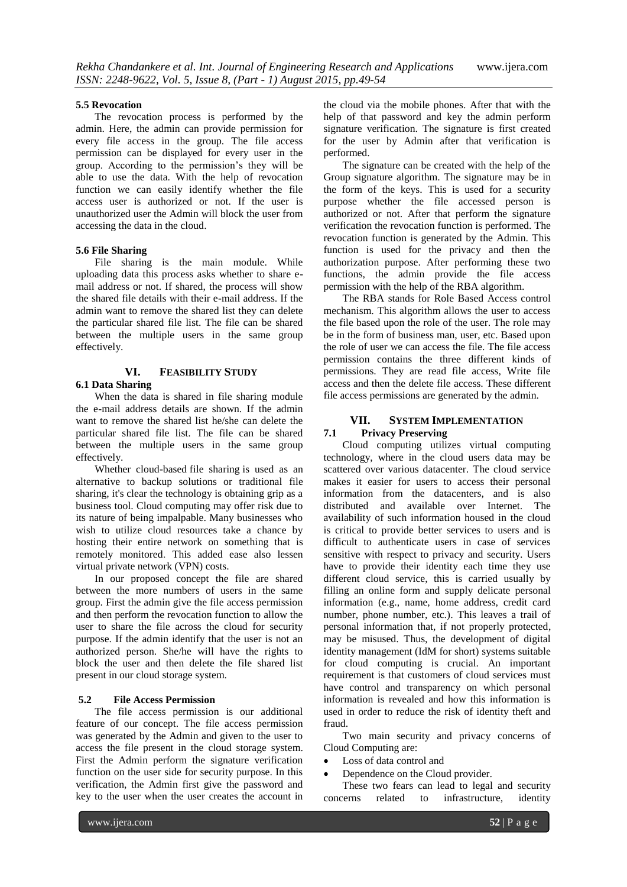### 5.5 Revocation

The revocation process is performed by the admin. Here, the admin can provide permission for every file access in the group. The file access permission can be displayed for every user in the group. According to the permission's they will be able to use the data. With the help of revocation function we can easily identify whether the file access user is authorized or not. If the user is unauthorized user the Admin will block the user from accessing the data in the cloud.

### 5.6 File Sharing

File sharing is the main module. While uploading data this process asks whether to share e-mail address or not. If shared, the process will show the shared file details with their e-mail address. If the admin want to remove the shared list they can delete the particular shared file list. The file can be shared between the multiple users in the same group effectively.

## VI. Feasibility Study

### 6.1 Data Sharing

When the data is shared in file sharing module the e-mail address details are shown. If the admin want to remove the shared list he/she can delete the particular shared file list. The file can be shared between the multiple users in the same group effectively.

Whether cloud-based file sharing is used as an alternative to backup solutions or traditional file sharing, it's clear the technology is obtaining grip as a business tool. Cloud computing may offer risk due to its nature of being impalpable. Many businesses who wish to utilize cloud resources take a chance by hosting their entire network on something that is remotely monitored. This added ease also lessen virtual private network (VPN) costs.

In our proposed concept the file are shared between the more numbers of users in the same group. First the admin give the file access permission and then perform the revocation function to allow the user to share the file across the cloud for security purpose. If the admin identify that the user is not an authorized person. She/he will have the rights to block the user and then delete the file shared list present in our cloud storage system.

### 5.2 File Access Permission

The file access permission is our additional feature of our concept. The file access permission was generated by the Admin and given to the user to access the file present in the cloud storage system. First the Admin perform the signature verification function on the user side for security purpose. In this verification, the Admin first give the password and key to the user when the user creates the account in the cloud via the mobile phones. After that with the help of that password and key the admin perform signature verification. The signature is first created for the user by Admin after that verification is performed.

The signature can be created with the help of the Group signature algorithm. The signature may be in the form of the keys. This is used for a security purpose whether the file accessed person is authorized or not. After that perform the signature verification the revocation function is performed. The revocation function is generated by the Admin. This function is used for the privacy and then the authorization purpose. After performing these two functions, the admin provide the file access permission with the help of the RBA algorithm.

The RBA stands for Role Based Access control mechanism. This algorithm allows the user to access the file based upon the role of the user. The role may be in the form of business man, user, etc. Based upon the role of user we can access the file. The file access permission contains the three different kinds of permissions. They are read file access, Write file access and then the delete file access. These different file access permissions are generated by the admin.

## VII. System Implementation

### 7.1 Privacy Preserving

Cloud computing utilizes virtual computing technology, where in the cloud users data may be scattered over various datacenter. The cloud service makes it easier for users to access their personal information from the datacenters, and is also distributed and available over Internet. The availability of such information housed in the cloud is critical to provide better services to users and is difficult to authenticate users in case of services sensitive with respect to privacy and security. Users have to provide their identity each time they use different cloud service, this is carried usually by filling an online form and supply delicate personal information (e.g., name, home address, credit card number, phone number, etc.). This leaves a trail of personal information that, if not properly protected, may be misused. Thus, the development of digital identity management (IdM for short) systems suitable for cloud computing is crucial. An important requirement is that customers of cloud services must have control and transparency on which personal information is revealed and how this information is used in order to reduce the risk of identity theft and fraud.

Two main security and privacy concerns of Cloud Computing are:

- Loss of data control and
- Dependence on the Cloud provider.

These two fears can lead to legal and security concerns related to infrastructure, identity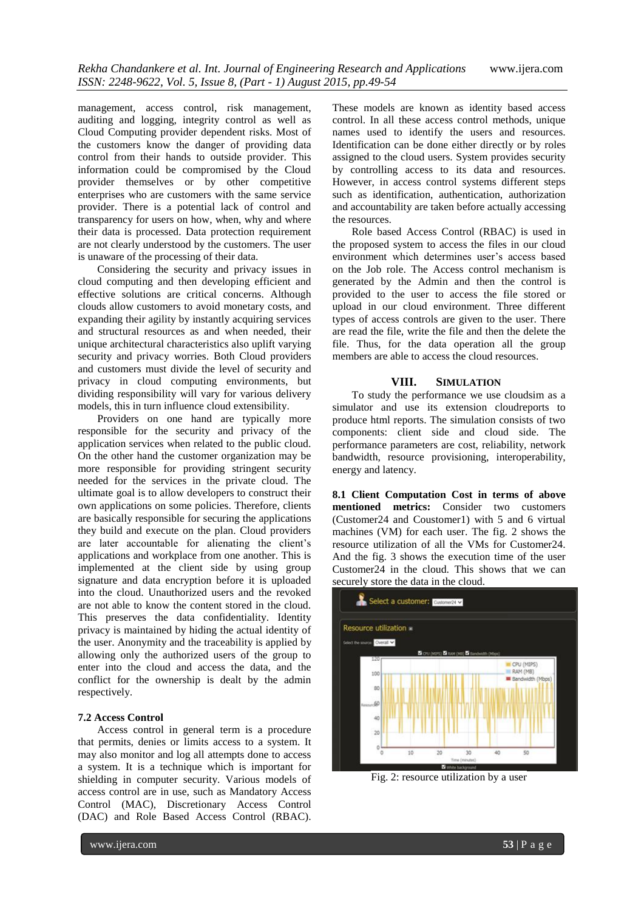management, access control, risk management, auditing and logging, integrity control as well as Cloud Computing provider dependent risks. Most of the customers know the danger of providing data control from their hands to outside provider. This information could be compromised by the Cloud provider themselves or by other competitive enterprises who are customers with the same service provider. There is a potential lack of control and transparency for users on how, when, why and where their data is processed. Data protection requirement are not clearly understood by the customers. The user is unaware of the processing of their data.

Considering the security and privacy issues in cloud computing and then developing efficient and effective solutions are critical concerns. Although clouds allow customers to avoid monetary costs, and expanding their agility by instantly acquiring services and structural resources as and when needed, their unique architectural characteristics also uplift varying security and privacy worries. Both Cloud providers and customers must divide the level of security and privacy in cloud computing environments, but dividing responsibility will vary for various delivery models, this in turn influence cloud extensibility.

Providers on one hand are typically more responsible for the security and privacy of the application services when related to the public cloud. On the other hand the customer organization may be more responsible for providing stringent security needed for the services in the private cloud. The ultimate goal is to allow developers to construct their own applications on some policies. Therefore, clients are basically responsible for securing the applications they build and execute on the plan. Cloud providers are later accountable for alienating the client's applications and workplace from one another. This is implemented at the client side by using group signature and data encryption before it is uploaded into the cloud. Unauthorized users and the revoked are not able to know the content stored in the cloud. This preserves the data confidentiality. Identity privacy is maintained by hiding the actual identity of the user. Anonymity and the traceability is applied by allowing only the authorized users of the group to enter into the cloud and access the data, and the conflict for the ownership is dealt by the admin respectively.

### 7.2 Access Control

Access control in general term is a procedure that permits, denies or limits access to a system. It may also monitor and log all attempts done to access a system. It is a technique which is important for shielding in computer security. Various models of access control are in use, such as Mandatory Access Control (MAC), Discretionary Access Control (DAC) and Role Based Access Control (RBAC). These models are known as identity based access control. In all these access control methods, unique names used to identify the users and resources. Identification can be done either directly or by roles assigned to the cloud users. System provides security by controlling access to its data and resources. However, in access control systems different steps such as identification, authentication, authorization and accountability are taken before actually accessing the resources.

Role based Access Control (RBAC) is used in the proposed system to access the files in our cloud environment which determines user's access based on the Job role. The Access control mechanism is generated by the Admin and then the control is provided to the user to access the file stored or upload in our cloud environment. Three different types of access controls are given to the user. There are read the file, write the file and then the delete the file. Thus, for the data operation all the group members are able to access the cloud resources.

## VIII. SIMULATION

To study the performance we use cloudsim as a simulator and use its extension cloudreports to produce html reports. The simulation consists of two components: client side and cloud side. The performance parameters are cost, reliability, network bandwidth, resource provisioning, interoperability, energy and latency.

**8.1 Client Computation Cost in terms of above mentioned metrics:** Consider two customers (Customer24 and Coustomer1) with 5 and 6 virtual machines (VM) for each user. The fig. 2 shows the resource utilization of all the VMs for Customer24. And the fig. 3 shows the execution time of the user Customer24 in the cloud. This shows that we can securely store the data in the cloud.

Fig. 2: resource utilization by a user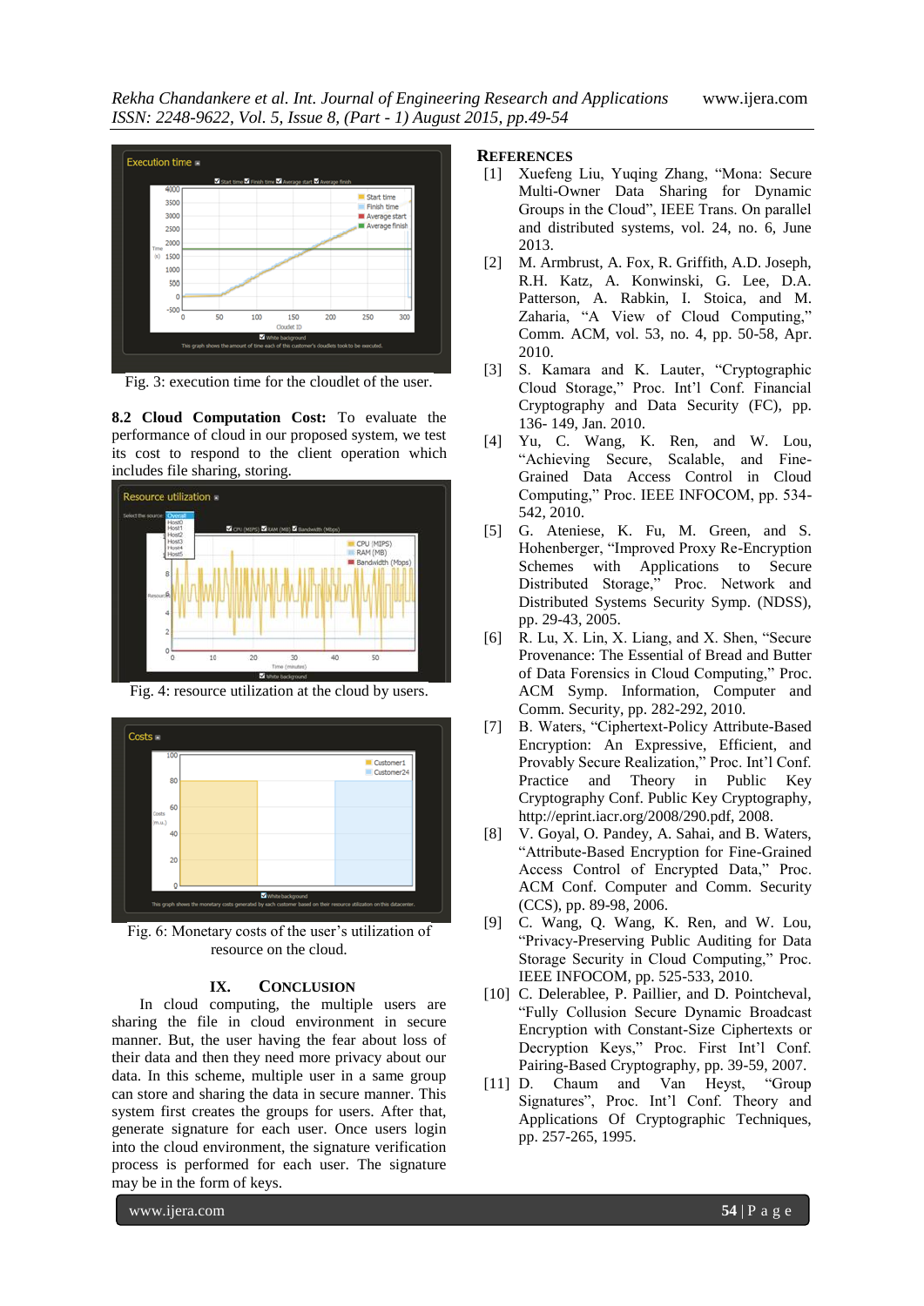Execution time

Start time Finish time Average start Average finish

4000
3500
3000
2500
2000
1500
1000
500
0
-500

Time (s)

0 50 100 150 200 250 300

Cloudlet ID

Start time
Finish time
Average start
Average finish

White background

This graph shows the amount of time each of this customer's cloudlets took to be executed.

Fig. 3: execution time for the cloudlet of the user.

**8.2 Cloud Computation Cost:** To evaluate the performance of cloud in our proposed system, we test its cost to respond to the client operation which includes file sharing, storing.

Resource utilization

Select the source: Overall Host0 Host1 Host2 Host3 Host4 Host5

CPU (MIPS) RAM (MB) Bandwidth (Mbps)

CPU (MIPS)
RAM (MB)
Bandwidth (Mbps)

Resources

8
6
4
2
0

0 10 20 30 40 50

Time (minutes)

White background

Fig. 4: resource utilization at the cloud by users.

Costs

100
80
60
40
20
0

Costs (m.u.)

Customer1
Customer24

White background

This graph shows the monetary costs generated by each customer based on their resource utilization on this datacenter.

Fig. 6: Monetary costs of the user's utilization of resource on the cloud.

## IX. Conclusion

In cloud computing, the multiple users are sharing the file in cloud environment in secure manner. But, the user having the fear about loss of their data and then they need more privacy about our data. In this scheme, multiple user in a same group can store and sharing the data in secure manner. This system first creates the groups for users. After that, generate signature for each user. Once users login into the cloud environment, the signature verification process is performed for each user. The signature may be in the form of keys.

## References

[1] Xuefeng Liu, Yuqing Zhang, "Mona: Secure Multi-Owner Data Sharing for Dynamic Groups in the Cloud", IEEE Trans. On parallel and distributed systems, vol. 24, no. 6, June 2013.

[2] M. Armbrust, A. Fox, R. Griffith, A.D. Joseph, R.H. Katz, A. Konwinski, G. Lee, D.A. Patterson, A. Rabkin, I. Stoica, and M. Zaharia, "A View of Cloud Computing," Comm. ACM, vol. 53, no. 4, pp. 50-58, Apr. 2010.

[3] S. Kamara and K. Lauter, "Cryptographic Cloud Storage," Proc. Int'l Conf. Financial Cryptography and Data Security (FC), pp. 136- 149, Jan. 2010.

[4] Yu, C. Wang, K. Ren, and W. Lou, "Achieving Secure, Scalable, and Fine-Grained Data Access Control in Cloud Computing," Proc. IEEE INFOCOM, pp. 534-542, 2010.

[5] G. Ateniese, K. Fu, M. Green, and S. Hohenberger, "Improved Proxy Re-Encryption Schemes with Applications to Secure Distributed Storage," Proc. Network and Distributed Systems Security Symp. (NDSS), pp. 29-43, 2005.

[6] R. Lu, X. Lin, X. Liang, and X. Shen, "Secure Provenance: The Essential of Bread and Butter of Data Forensics in Cloud Computing," Proc. ACM Symp. Information, Computer and Comm. Security, pp. 282-292, 2010.

[7] B. Waters, "Ciphertext-Policy Attribute-Based Encryption: An Expressive, Efficient, and Provably Secure Realization," Proc. Int'l Conf. Practice and Theory in Public Key Cryptography Conf. Public Key Cryptography, http://eprint.iacr.org/2008/290.pdf, 2008.

[8] V. Goyal, O. Pandey, A. Sahai, and B. Waters, "Attribute-Based Encryption for Fine-Grained Access Control of Encrypted Data," Proc. ACM Conf. Computer and Comm. Security (CCS), pp. 89-98, 2006.

[9] C. Wang, Q. Wang, K. Ren, and W. Lou, "Privacy-Preserving Public Auditing for Data Storage Security in Cloud Computing," Proc. IEEE INFOCOM, pp. 525-533, 2010.

[10] C. Delerablee, P. Paillier, and D. Pointcheval, "Fully Collusion Secure Dynamic Broadcast Encryption with Constant-Size Ciphertexts or Decryption Keys," Proc. First Int'l Conf. Pairing-Based Cryptography, pp. 39-59, 2007.

[11] D. Chaum and Van Heyst, "Group Signatures", Proc. Int'l Conf. Theory and Applications Of Cryptographic Techniques, pp. 257-265, 1995.